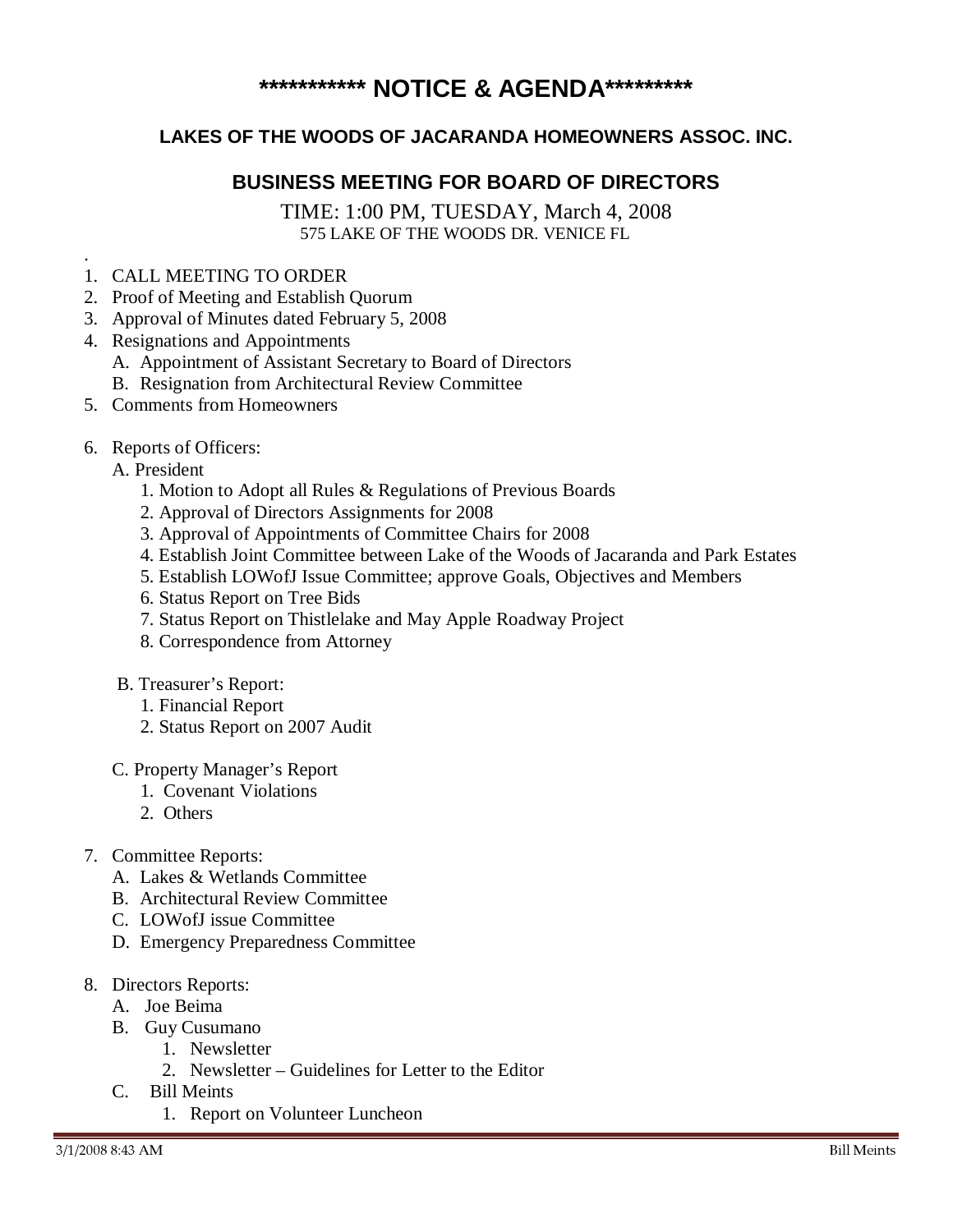# *********** NOTICE & AGENDA*********

## LAKES OF THE WOODS OF JACARANDA HOMEOWNERS ASSOC. INC.

## BUSINESS MEETING FOR BOARD OF DIRECTORS

TIME: 1:00 PM, TUESDAY, March 4, 2008
575 LAKE OF THE WOODS DR. VENICE FL

1. CALL MEETING TO ORDER
2. Proof of Meeting and Establish Quorum
3. Approval of Minutes dated February 5, 2008
4. Resignations and Appointments
   - A. Appointment of Assistant Secretary to Board of Directors
   - B. Resignation from Architectural Review Committee
5. Comments from Homeowners
6. Reports of Officers:
   - A. President
     1. Motion to Adopt all Rules & Regulations of Previous Boards
     2. Approval of Directors Assignments for 2008
     3. Approval of Appointments of Committee Chairs for 2008
     4. Establish Joint Committee between Lake of the Woods of Jacaranda and Park Estates
     5. Establish LOWofJ Issue Committee; approve Goals, Objectives and Members
     6. Status Report on Tree Bids
     7. Status Report on Thistlelake and May Apple Roadway Project
     8. Correspondence from Attorney
   - B. Treasurer's Report:
     1. Financial Report
     2. Status Report on 2007 Audit
   - C. Property Manager's Report
     1. Covenant Violations
     2. Others
7. Committee Reports:
   - A. Lakes & Wetlands Committee
   - B. Architectural Review Committee
   - C. LOWofJ issue Committee
   - D. Emergency Preparedness Committee
8. Directors Reports:
   - A. Joe Beima
   - B. Guy Cusumano
     1. Newsletter
     2. Newsletter – Guidelines for Letter to the Editor
   - C. Bill Meints
     1. Report on Volunteer Luncheon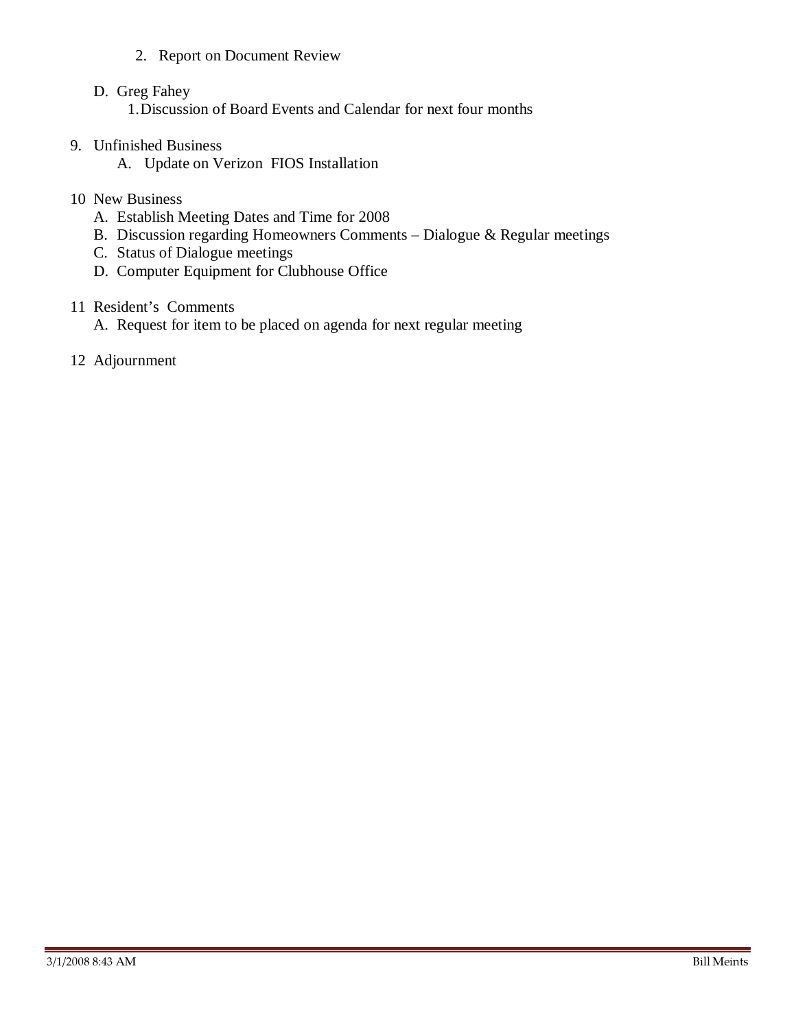2. Report on Document Review

D. Greg Fahey
   1. Discussion of Board Events and Calendar for next four months

9. Unfinished Business
   A. Update on Verizon FIOS Installation

10 New Business
   A. Establish Meeting Dates and Time for 2008
   B. Discussion regarding Homeowners Comments – Dialogue & Regular meetings
   C. Status of Dialogue meetings
   D. Computer Equipment for Clubhouse Office

11 Resident's Comments
   A. Request for item to be placed on agenda for next regular meeting

12 Adjournment